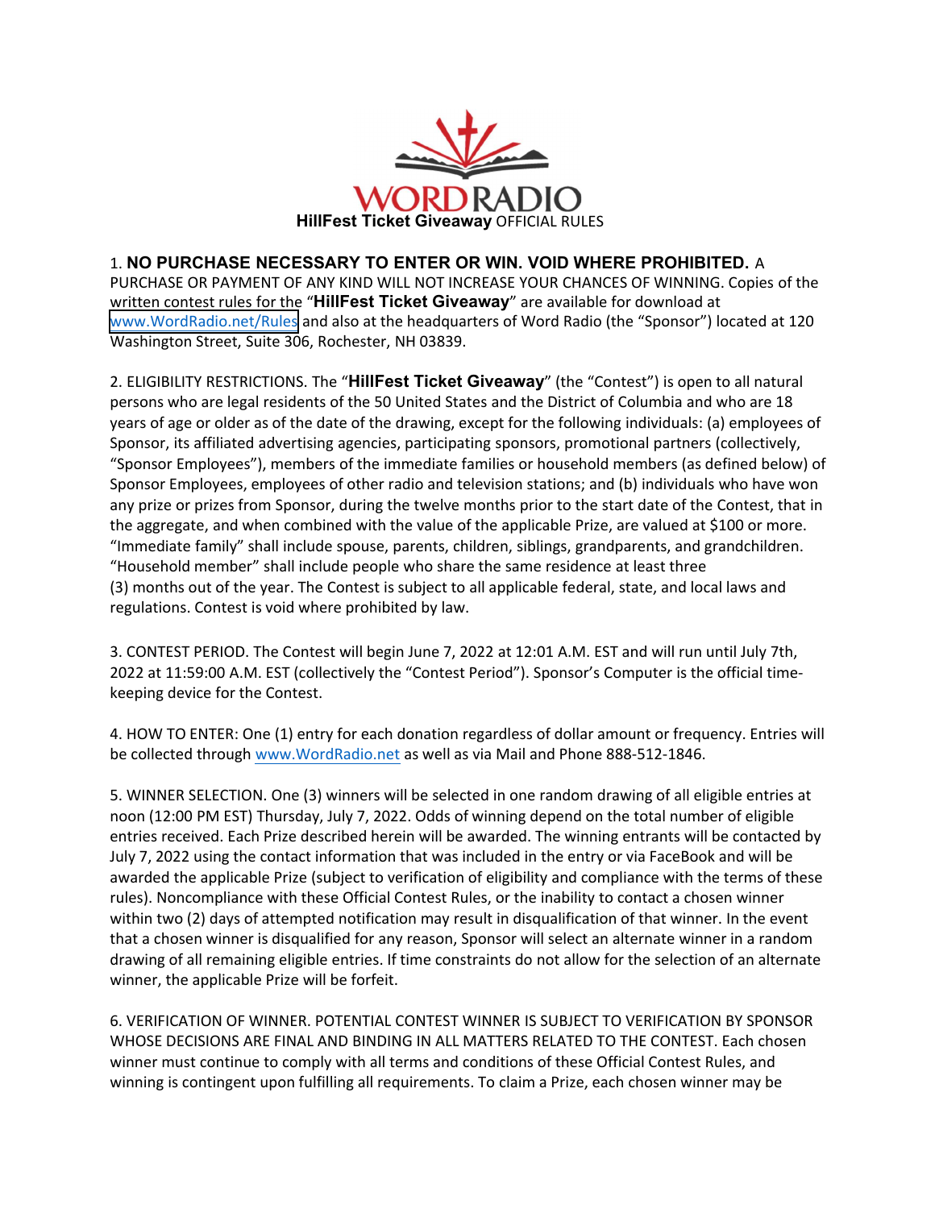WORD RADIO

# **HillFest Ticket Giveaway** OFFICIAL RULES

1. **NO PURCHASE NECESSARY TO ENTER OR WIN. VOID WHERE PROHIBITED.** A PURCHASE OR PAYMENT OF ANY KIND WILL NOT INCREASE YOUR CHANCES OF WINNING. Copies of the written contest rules for the "**HillFest Ticket Giveaway**" are available for download at www.WordRadio.net/Rules and also at the headquarters of Word Radio (the "Sponsor") located at 120 Washington Street, Suite 306, Rochester, NH 03839.

2. ELIGIBILITY RESTRICTIONS. The "**HillFest Ticket Giveaway**" (the "Contest") is open to all natural persons who are legal residents of the 50 United States and the District of Columbia and who are 18 years of age or older as of the date of the drawing, except for the following individuals: (a) employees of Sponsor, its affiliated advertising agencies, participating sponsors, promotional partners (collectively, "Sponsor Employees"), members of the immediate families or household members (as defined below) of Sponsor Employees, employees of other radio and television stations; and (b) individuals who have won any prize or prizes from Sponsor, during the twelve months prior to the start date of the Contest, that in the aggregate, and when combined with the value of the applicable Prize, are valued at $100 or more. "Immediate family" shall include spouse, parents, children, siblings, grandparents, and grandchildren. "Household member" shall include people who share the same residence at least three (3) months out of the year. The Contest is subject to all applicable federal, state, and local laws and regulations. Contest is void where prohibited by law.

3. CONTEST PERIOD. The Contest will begin June 7, 2022 at 12:01 A.M. EST and will run until July 7th, 2022 at 11:59:00 A.M. EST (collectively the "Contest Period"). Sponsor's Computer is the official time-keeping device for the Contest.

4. HOW TO ENTER: One (1) entry for each donation regardless of dollar amount or frequency. Entries will be collected through www.WordRadio.net as well as via Mail and Phone 888-512-1846.

5. WINNER SELECTION. One (3) winners will be selected in one random drawing of all eligible entries at noon (12:00 PM EST) Thursday, July 7, 2022. Odds of winning depend on the total number of eligible entries received. Each Prize described herein will be awarded. The winning entrants will be contacted by July 7, 2022 using the contact information that was included in the entry or via FaceBook and will be awarded the applicable Prize (subject to verification of eligibility and compliance with the terms of these rules). Noncompliance with these Official Contest Rules, or the inability to contact a chosen winner within two (2) days of attempted notification may result in disqualification of that winner. In the event that a chosen winner is disqualified for any reason, Sponsor will select an alternate winner in a random drawing of all remaining eligible entries. If time constraints do not allow for the selection of an alternate winner, the applicable Prize will be forfeit.

6. VERIFICATION OF WINNER. POTENTIAL CONTEST WINNER IS SUBJECT TO VERIFICATION BY SPONSOR WHOSE DECISIONS ARE FINAL AND BINDING IN ALL MATTERS RELATED TO THE CONTEST. Each chosen winner must continue to comply with all terms and conditions of these Official Contest Rules, and winning is contingent upon fulfilling all requirements. To claim a Prize, each chosen winner may be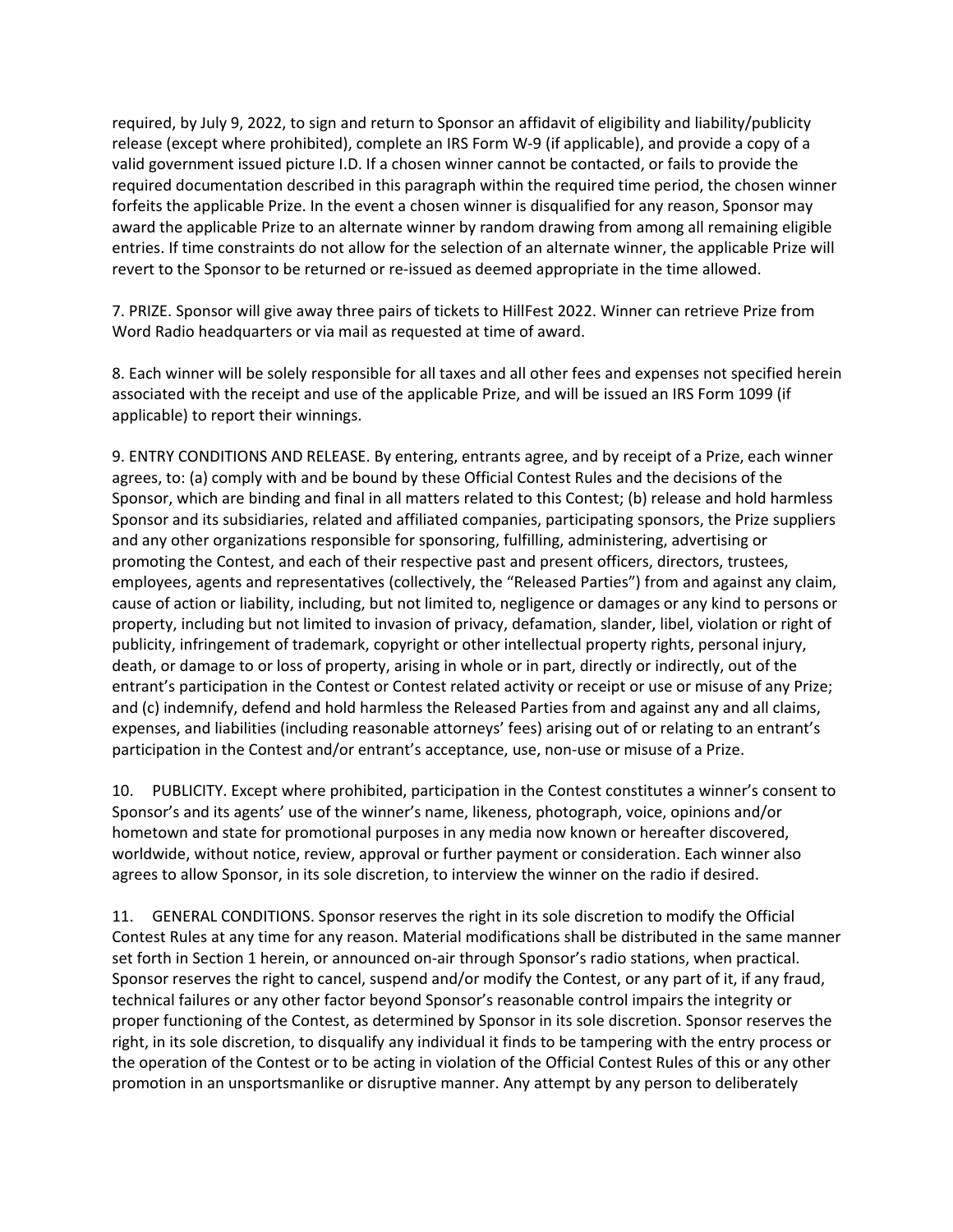required, by July 9, 2022, to sign and return to Sponsor an affidavit of eligibility and liability/publicity release (except where prohibited), complete an IRS Form W-9 (if applicable), and provide a copy of a valid government issued picture I.D. If a chosen winner cannot be contacted, or fails to provide the required documentation described in this paragraph within the required time period, the chosen winner forfeits the applicable Prize. In the event a chosen winner is disqualified for any reason, Sponsor may award the applicable Prize to an alternate winner by random drawing from among all remaining eligible entries. If time constraints do not allow for the selection of an alternate winner, the applicable Prize will revert to the Sponsor to be returned or re-issued as deemed appropriate in the time allowed.

7. PRIZE. Sponsor will give away three pairs of tickets to HillFest 2022. Winner can retrieve Prize from Word Radio headquarters or via mail as requested at time of award.

8. Each winner will be solely responsible for all taxes and all other fees and expenses not specified herein associated with the receipt and use of the applicable Prize, and will be issued an IRS Form 1099 (if applicable) to report their winnings.

9. ENTRY CONDITIONS AND RELEASE. By entering, entrants agree, and by receipt of a Prize, each winner agrees, to: (a) comply with and be bound by these Official Contest Rules and the decisions of the Sponsor, which are binding and final in all matters related to this Contest; (b) release and hold harmless Sponsor and its subsidiaries, related and affiliated companies, participating sponsors, the Prize suppliers and any other organizations responsible for sponsoring, fulfilling, administering, advertising or promoting the Contest, and each of their respective past and present officers, directors, trustees, employees, agents and representatives (collectively, the "Released Parties") from and against any claim, cause of action or liability, including, but not limited to, negligence or damages or any kind to persons or property, including but not limited to invasion of privacy, defamation, slander, libel, violation or right of publicity, infringement of trademark, copyright or other intellectual property rights, personal injury, death, or damage to or loss of property, arising in whole or in part, directly or indirectly, out of the entrant's participation in the Contest or Contest related activity or receipt or use or misuse of any Prize; and (c) indemnify, defend and hold harmless the Released Parties from and against any and all claims, expenses, and liabilities (including reasonable attorneys' fees) arising out of or relating to an entrant's participation in the Contest and/or entrant's acceptance, use, non-use or misuse of a Prize.

10. PUBLICITY. Except where prohibited, participation in the Contest constitutes a winner's consent to Sponsor's and its agents' use of the winner's name, likeness, photograph, voice, opinions and/or hometown and state for promotional purposes in any media now known or hereafter discovered, worldwide, without notice, review, approval or further payment or consideration. Each winner also agrees to allow Sponsor, in its sole discretion, to interview the winner on the radio if desired.

11. GENERAL CONDITIONS. Sponsor reserves the right in its sole discretion to modify the Official Contest Rules at any time for any reason. Material modifications shall be distributed in the same manner set forth in Section 1 herein, or announced on-air through Sponsor's radio stations, when practical. Sponsor reserves the right to cancel, suspend and/or modify the Contest, or any part of it, if any fraud, technical failures or any other factor beyond Sponsor's reasonable control impairs the integrity or proper functioning of the Contest, as determined by Sponsor in its sole discretion. Sponsor reserves the right, in its sole discretion, to disqualify any individual it finds to be tampering with the entry process or the operation of the Contest or to be acting in violation of the Official Contest Rules of this or any other promotion in an unsportsmanlike or disruptive manner. Any attempt by any person to deliberately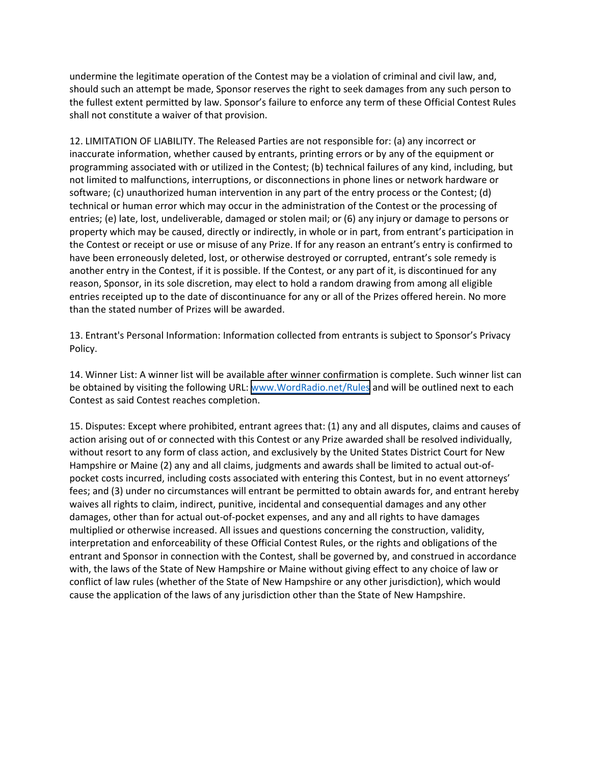undermine the legitimate operation of the Contest may be a violation of criminal and civil law, and, should such an attempt be made, Sponsor reserves the right to seek damages from any such person to the fullest extent permitted by law. Sponsor's failure to enforce any term of these Official Contest Rules shall not constitute a waiver of that provision.

12. LIMITATION OF LIABILITY. The Released Parties are not responsible for: (a) any incorrect or inaccurate information, whether caused by entrants, printing errors or by any of the equipment or programming associated with or utilized in the Contest; (b) technical failures of any kind, including, but not limited to malfunctions, interruptions, or disconnections in phone lines or network hardware or software; (c) unauthorized human intervention in any part of the entry process or the Contest; (d) technical or human error which may occur in the administration of the Contest or the processing of entries; (e) late, lost, undeliverable, damaged or stolen mail; or (6) any injury or damage to persons or property which may be caused, directly or indirectly, in whole or in part, from entrant's participation in the Contest or receipt or use or misuse of any Prize. If for any reason an entrant's entry is confirmed to have been erroneously deleted, lost, or otherwise destroyed or corrupted, entrant's sole remedy is another entry in the Contest, if it is possible. If the Contest, or any part of it, is discontinued for any reason, Sponsor, in its sole discretion, may elect to hold a random drawing from among all eligible entries receipted up to the date of discontinuance for any or all of the Prizes offered herein. No more than the stated number of Prizes will be awarded.

13. Entrant's Personal Information: Information collected from entrants is subject to Sponsor's Privacy Policy.

14. Winner List: A winner list will be available after winner confirmation is complete. Such winner list can be obtained by visiting the following URL: www.WordRadio.net/Rules and will be outlined next to each Contest as said Contest reaches completion.

15. Disputes: Except where prohibited, entrant agrees that: (1) any and all disputes, claims and causes of action arising out of or connected with this Contest or any Prize awarded shall be resolved individually, without resort to any form of class action, and exclusively by the United States District Court for New Hampshire or Maine (2) any and all claims, judgments and awards shall be limited to actual out-of-pocket costs incurred, including costs associated with entering this Contest, but in no event attorneys' fees; and (3) under no circumstances will entrant be permitted to obtain awards for, and entrant hereby waives all rights to claim, indirect, punitive, incidental and consequential damages and any other damages, other than for actual out-of-pocket expenses, and any and all rights to have damages multiplied or otherwise increased. All issues and questions concerning the construction, validity, interpretation and enforceability of these Official Contest Rules, or the rights and obligations of the entrant and Sponsor in connection with the Contest, shall be governed by, and construed in accordance with, the laws of the State of New Hampshire or Maine without giving effect to any choice of law or conflict of law rules (whether of the State of New Hampshire or any other jurisdiction), which would cause the application of the laws of any jurisdiction other than the State of New Hampshire.